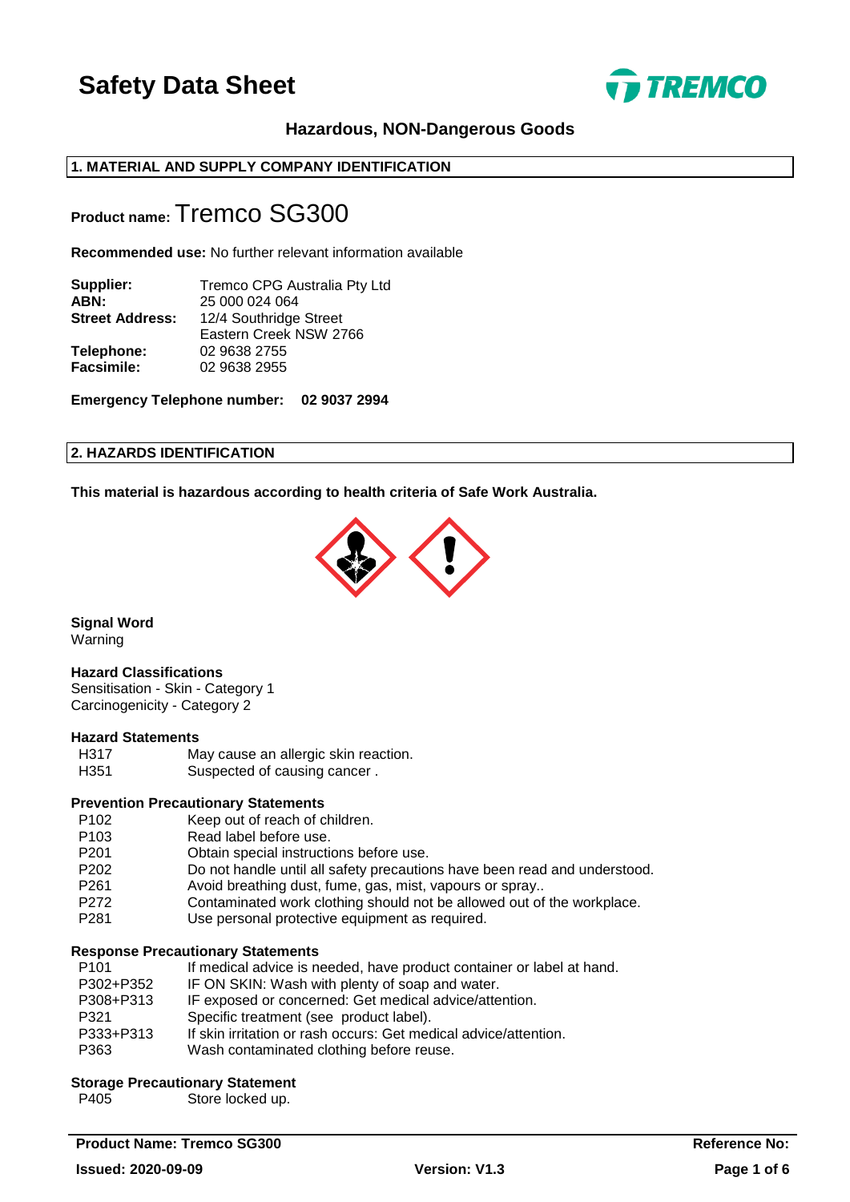# Safety Data Sheet

### Hazardous, NON-Dangerous Goods

## 1. MATERIAL AND SUPPLY COMPANY IDENTIFICATION

**Product name:** Tremco SG300

**Recommended use:** No further relevant information available

| | |
|---|---|
| **Supplier:** | Tremco CPG Australia Pty Ltd |
| **ABN:** | 25 000 024 064 |
| **Street Address:** | 12/4 Southridge Street<br>Eastern Creek NSW 2766 |
| **Telephone:** | 02 9638 2755 |
| **Facsimile:** | 02 9638 2955 |

**Emergency Telephone number: 02 9037 2994**

## 2. HAZARDS IDENTIFICATION

**This material is hazardous according to health criteria of Safe Work Australia.**

**Signal Word**
Warning

**Hazard Classifications**
Sensitisation - Skin - Category 1
Carcinogenicity - Category 2

**Hazard Statements**

| | |
|---|---|
| H317 | May cause an allergic skin reaction. |
| H351 | Suspected of causing cancer . |

**Prevention Precautionary Statements**

| | |
|---|---|
| P102 | Keep out of reach of children. |
| P103 | Read label before use. |
| P201 | Obtain special instructions before use. |
| P202 | Do not handle until all safety precautions have been read and understood. |
| P261 | Avoid breathing dust, fume, gas, mist, vapours or spray.. |
| P272 | Contaminated work clothing should not be allowed out of the workplace. |
| P281 | Use personal protective equipment as required. |

**Response Precautionary Statements**

| | |
|---|---|
| P101 | If medical advice is needed, have product container or label at hand. |
| P302+P352 | IF ON SKIN: Wash with plenty of soap and water. |
| P308+P313 | IF exposed or concerned: Get medical advice/attention. |
| P321 | Specific treatment (see product label). |
| P333+P313 | If skin irritation or rash occurs: Get medical advice/attention. |
| P363 | Wash contaminated clothing before reuse. |

**Storage Precautionary Statement**

| | |
|---|---|
| P405 | Store locked up. |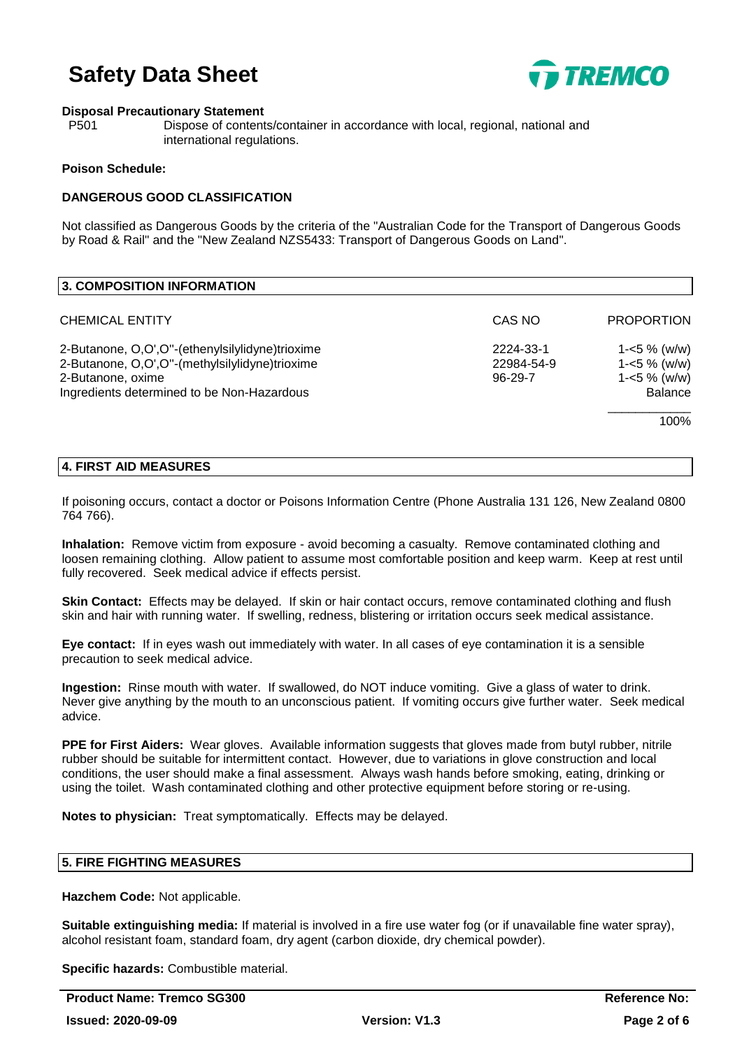**Disposal Precautionary Statement**

P501 Dispose of contents/container in accordance with local, regional, national and international regulations.

**Poison Schedule:**

**DANGEROUS GOOD CLASSIFICATION**

Not classified as Dangerous Goods by the criteria of the "Australian Code for the Transport of Dangerous Goods by Road & Rail" and the "New Zealand NZS5433: Transport of Dangerous Goods on Land".

## 3. COMPOSITION INFORMATION

| CHEMICAL ENTITY | CAS NO | PROPORTION |
|---|---|---|
| 2-Butanone, O,O',O''-(ethenylsilylidyne)trioxime | 2224-33-1 | 1-<5 % (w/w) |
| 2-Butanone, O,O',O''-(methylsilylidyne)trioxime | 22984-54-9 | 1-<5 % (w/w) |
| 2-Butanone, oxime | 96-29-7 | 1-<5 % (w/w) |
| Ingredients determined to be Non-Hazardous | | Balance |
| | | 100% |

## 4. FIRST AID MEASURES

If poisoning occurs, contact a doctor or Poisons Information Centre (Phone Australia 131 126, New Zealand 0800 764 766).

**Inhalation:** Remove victim from exposure - avoid becoming a casualty. Remove contaminated clothing and loosen remaining clothing. Allow patient to assume most comfortable position and keep warm. Keep at rest until fully recovered. Seek medical advice if effects persist.

**Skin Contact:** Effects may be delayed. If skin or hair contact occurs, remove contaminated clothing and flush skin and hair with running water. If swelling, redness, blistering or irritation occurs seek medical assistance.

**Eye contact:** If in eyes wash out immediately with water. In all cases of eye contamination it is a sensible precaution to seek medical advice.

**Ingestion:** Rinse mouth with water. If swallowed, do NOT induce vomiting. Give a glass of water to drink. Never give anything by the mouth to an unconscious patient. If vomiting occurs give further water. Seek medical advice.

**PPE for First Aiders:** Wear gloves. Available information suggests that gloves made from butyl rubber, nitrile rubber should be suitable for intermittent contact. However, due to variations in glove construction and local conditions, the user should make a final assessment. Always wash hands before smoking, eating, drinking or using the toilet. Wash contaminated clothing and other protective equipment before storing or re-using.

**Notes to physician:** Treat symptomatically. Effects may be delayed.

## 5. FIRE FIGHTING MEASURES

**Hazchem Code:** Not applicable.

**Suitable extinguishing media:** If material is involved in a fire use water fog (or if unavailable fine water spray), alcohol resistant foam, standard foam, dry agent (carbon dioxide, dry chemical powder).

**Specific hazards:** Combustible material.

**Product Name: Tremco SG300** **Reference No:**

**Issued: 2020-09-09** **Version: V1.3**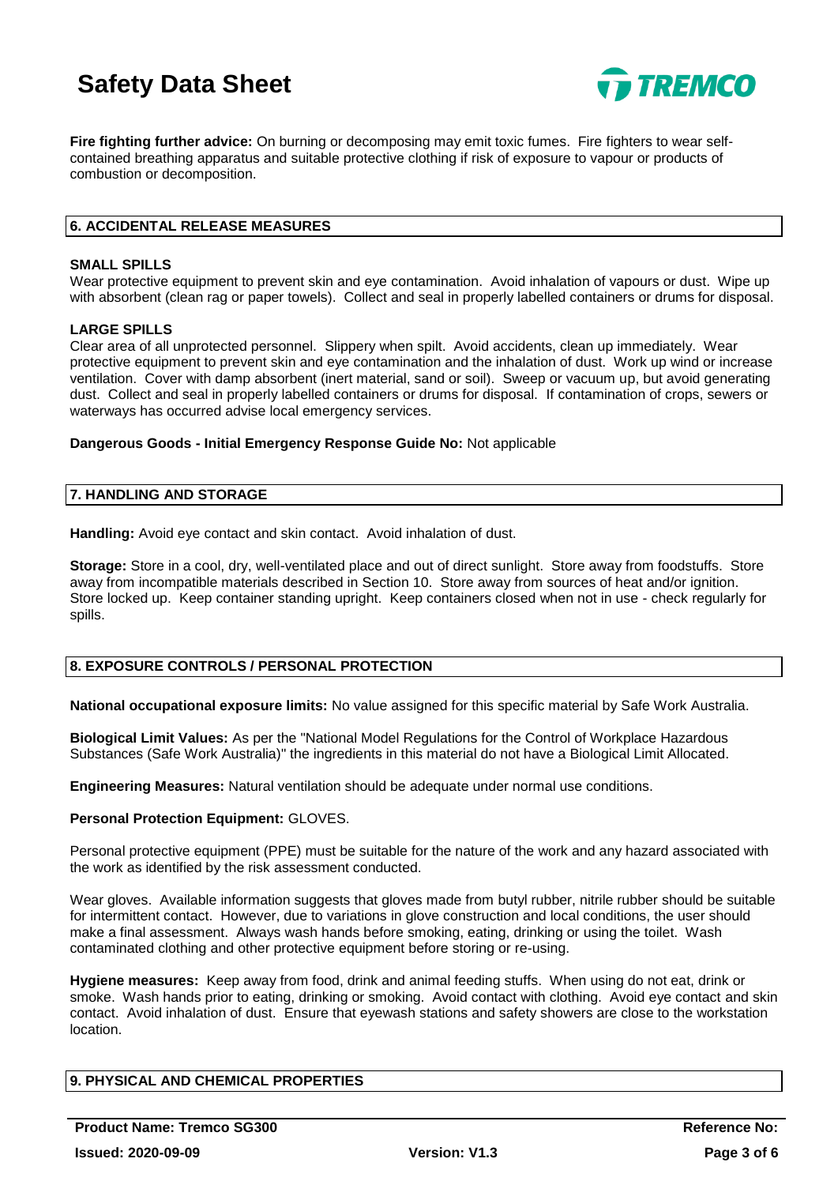**Fire fighting further advice:** On burning or decomposing may emit toxic fumes. Fire fighters to wear self-contained breathing apparatus and suitable protective clothing if risk of exposure to vapour or products of combustion or decomposition.

## 6. ACCIDENTAL RELEASE MEASURES

**SMALL SPILLS**

Wear protective equipment to prevent skin and eye contamination. Avoid inhalation of vapours or dust. Wipe up with absorbent (clean rag or paper towels). Collect and seal in properly labelled containers or drums for disposal.

**LARGE SPILLS**

Clear area of all unprotected personnel. Slippery when spilt. Avoid accidents, clean up immediately. Wear protective equipment to prevent skin and eye contamination and the inhalation of dust. Work up wind or increase ventilation. Cover with damp absorbent (inert material, sand or soil). Sweep or vacuum up, but avoid generating dust. Collect and seal in properly labelled containers or drums for disposal. If contamination of crops, sewers or waterways has occurred advise local emergency services.

**Dangerous Goods - Initial Emergency Response Guide No:** Not applicable

## 7. HANDLING AND STORAGE

**Handling:** Avoid eye contact and skin contact. Avoid inhalation of dust.

**Storage:** Store in a cool, dry, well-ventilated place and out of direct sunlight. Store away from foodstuffs. Store away from incompatible materials described in Section 10. Store away from sources of heat and/or ignition. Store locked up. Keep container standing upright. Keep containers closed when not in use - check regularly for spills.

## 8. EXPOSURE CONTROLS / PERSONAL PROTECTION

**National occupational exposure limits:** No value assigned for this specific material by Safe Work Australia.

**Biological Limit Values:** As per the "National Model Regulations for the Control of Workplace Hazardous Substances (Safe Work Australia)" the ingredients in this material do not have a Biological Limit Allocated.

**Engineering Measures:** Natural ventilation should be adequate under normal use conditions.

**Personal Protection Equipment:** GLOVES.

Personal protective equipment (PPE) must be suitable for the nature of the work and any hazard associated with the work as identified by the risk assessment conducted.

Wear gloves. Available information suggests that gloves made from butyl rubber, nitrile rubber should be suitable for intermittent contact. However, due to variations in glove construction and local conditions, the user should make a final assessment. Always wash hands before smoking, eating, drinking or using the toilet. Wash contaminated clothing and other protective equipment before storing or re-using.

**Hygiene measures:** Keep away from food, drink and animal feeding stuffs. When using do not eat, drink or smoke. Wash hands prior to eating, drinking or smoking. Avoid contact with clothing. Avoid eye contact and skin contact. Avoid inhalation of dust. Ensure that eyewash stations and safety showers are close to the workstation location.

## 9. PHYSICAL AND CHEMICAL PROPERTIES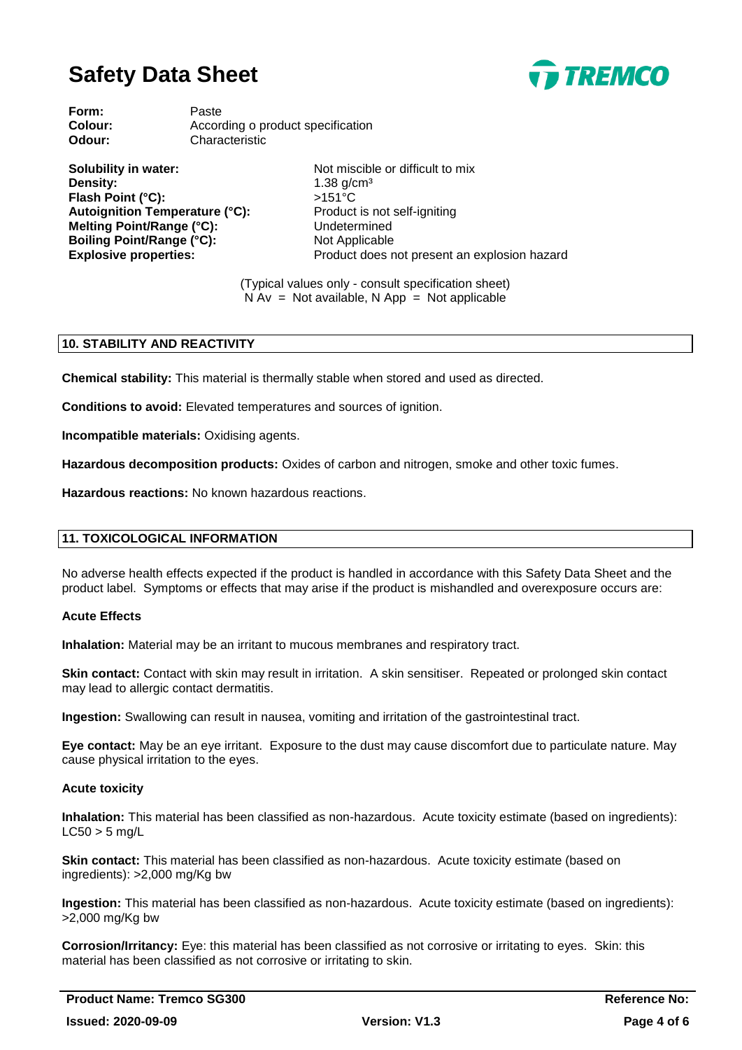**Form:** Paste
**Colour:** According o product specification
**Odour:** Characteristic

| | |
|---|---|
| **Solubility in water:** | Not miscible or difficult to mix |
| **Density:** | 1.38 g/cm³ |
| **Flash Point (°C):** | >151°C |
| **Autoignition Temperature (°C):** | Product is not self-igniting |
| **Melting Point/Range (°C):** | Undetermined |
| **Boiling Point/Range (°C):** | Not Applicable |
| **Explosive properties:** | Product does not present an explosion hazard |

(Typical values only - consult specification sheet)
N Av = Not available, N App = Not applicable

## 10. STABILITY AND REACTIVITY

**Chemical stability:** This material is thermally stable when stored and used as directed.

**Conditions to avoid:** Elevated temperatures and sources of ignition.

**Incompatible materials:** Oxidising agents.

**Hazardous decomposition products:** Oxides of carbon and nitrogen, smoke and other toxic fumes.

**Hazardous reactions:** No known hazardous reactions.

## 11. TOXICOLOGICAL INFORMATION

No adverse health effects expected if the product is handled in accordance with this Safety Data Sheet and the product label. Symptoms or effects that may arise if the product is mishandled and overexposure occurs are:

### Acute Effects

**Inhalation:** Material may be an irritant to mucous membranes and respiratory tract.

**Skin contact:** Contact with skin may result in irritation. A skin sensitiser. Repeated or prolonged skin contact may lead to allergic contact dermatitis.

**Ingestion:** Swallowing can result in nausea, vomiting and irritation of the gastrointestinal tract.

**Eye contact:** May be an eye irritant. Exposure to the dust may cause discomfort due to particulate nature. May cause physical irritation to the eyes.

### Acute toxicity

**Inhalation:** This material has been classified as non-hazardous. Acute toxicity estimate (based on ingredients): LC50 > 5 mg/L

**Skin contact:** This material has been classified as non-hazardous. Acute toxicity estimate (based on ingredients): >2,000 mg/Kg bw

**Ingestion:** This material has been classified as non-hazardous. Acute toxicity estimate (based on ingredients): >2,000 mg/Kg bw

**Corrosion/Irritancy:** Eye: this material has been classified as not corrosive or irritating to eyes. Skin: this material has been classified as not corrosive or irritating to skin.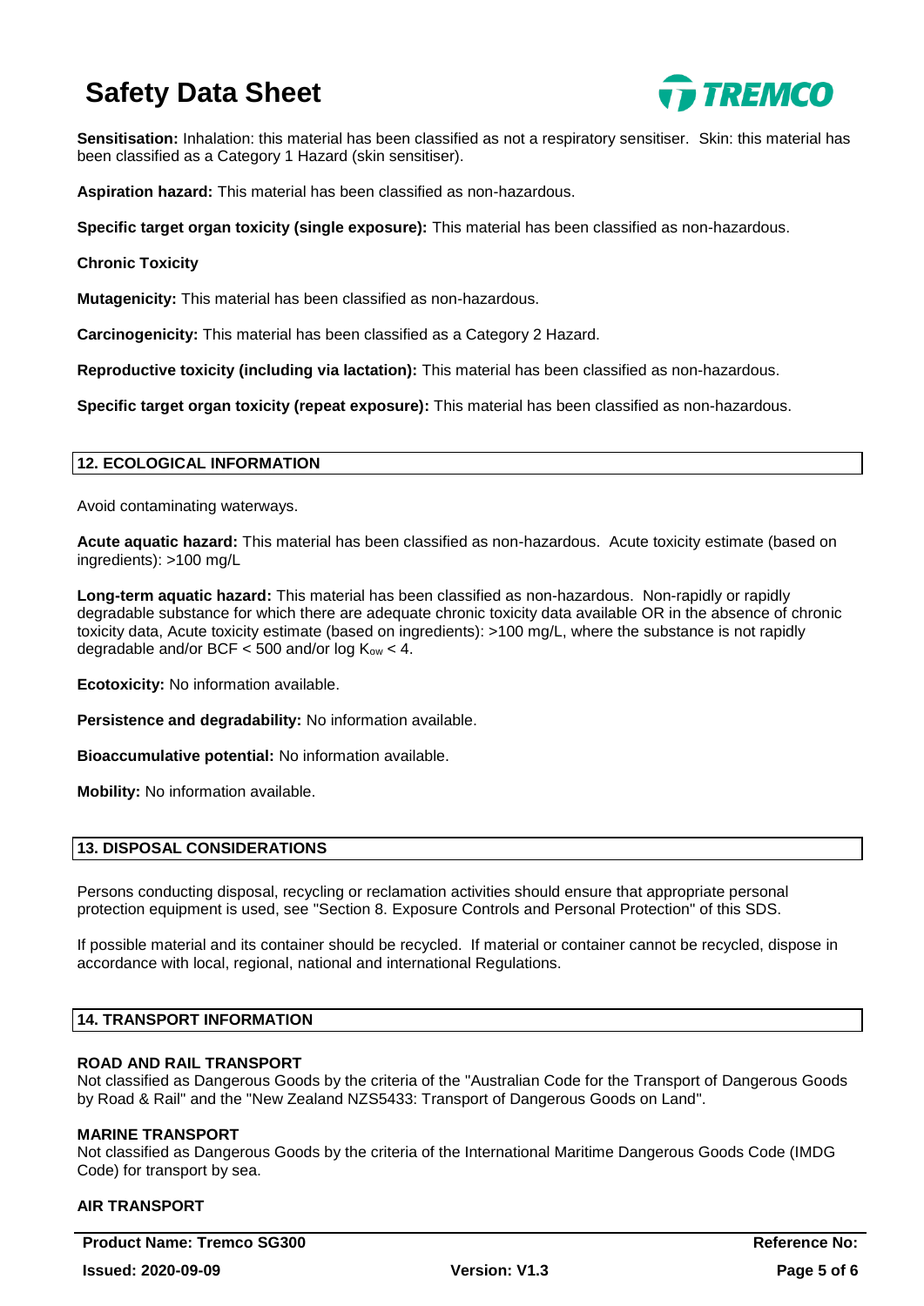**Sensitisation:** Inhalation: this material has been classified as not a respiratory sensitiser. Skin: this material has been classified as a Category 1 Hazard (skin sensitiser).

**Aspiration hazard:** This material has been classified as non-hazardous.

**Specific target organ toxicity (single exposure):** This material has been classified as non-hazardous.

**Chronic Toxicity**

**Mutagenicity:** This material has been classified as non-hazardous.

**Carcinogenicity:** This material has been classified as a Category 2 Hazard.

**Reproductive toxicity (including via lactation):** This material has been classified as non-hazardous.

**Specific target organ toxicity (repeat exposure):** This material has been classified as non-hazardous.

## 12. ECOLOGICAL INFORMATION

Avoid contaminating waterways.

**Acute aquatic hazard:** This material has been classified as non-hazardous. Acute toxicity estimate (based on ingredients): >100 mg/L

**Long-term aquatic hazard:** This material has been classified as non-hazardous. Non-rapidly or rapidly degradable substance for which there are adequate chronic toxicity data available OR in the absence of chronic toxicity data, Acute toxicity estimate (based on ingredients): >100 mg/L, where the substance is not rapidly degradable and/or BCF < 500 and/or log $K_{ow}$ < 4.

**Ecotoxicity:** No information available.

**Persistence and degradability:** No information available.

**Bioaccumulative potential:** No information available.

**Mobility:** No information available.

## 13. DISPOSAL CONSIDERATIONS

Persons conducting disposal, recycling or reclamation activities should ensure that appropriate personal protection equipment is used, see "Section 8. Exposure Controls and Personal Protection" of this SDS.

If possible material and its container should be recycled. If material or container cannot be recycled, dispose in accordance with local, regional, national and international Regulations.

## 14. TRANSPORT INFORMATION

**ROAD AND RAIL TRANSPORT**
Not classified as Dangerous Goods by the criteria of the "Australian Code for the Transport of Dangerous Goods by Road & Rail" and the "New Zealand NZS5433: Transport of Dangerous Goods on Land".

**MARINE TRANSPORT**
Not classified as Dangerous Goods by the criteria of the International Maritime Dangerous Goods Code (IMDG Code) for transport by sea.

**AIR TRANSPORT**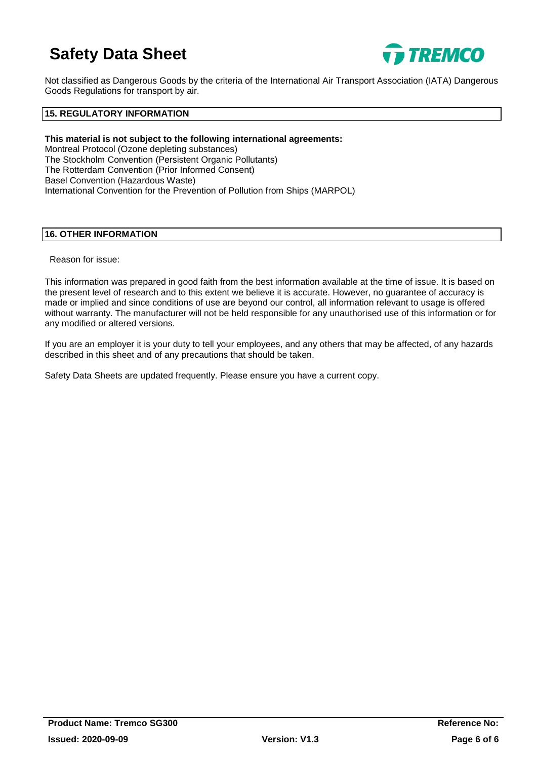Not classified as Dangerous Goods by the criteria of the International Air Transport Association (IATA) Dangerous Goods Regulations for transport by air.

## 15. REGULATORY INFORMATION

**This material is not subject to the following international agreements:**

Montreal Protocol (Ozone depleting substances)
The Stockholm Convention (Persistent Organic Pollutants)
The Rotterdam Convention (Prior Informed Consent)
Basel Convention (Hazardous Waste)
International Convention for the Prevention of Pollution from Ships (MARPOL)

## 16. OTHER INFORMATION

Reason for issue:

This information was prepared in good faith from the best information available at the time of issue. It is based on the present level of research and to this extent we believe it is accurate. However, no guarantee of accuracy is made or implied and since conditions of use are beyond our control, all information relevant to usage is offered without warranty. The manufacturer will not be held responsible for any unauthorised use of this information or for any modified or altered versions.

If you are an employer it is your duty to tell your employees, and any others that may be affected, of any hazards described in this sheet and of any precautions that should be taken.

Safety Data Sheets are updated frequently. Please ensure you have a current copy.